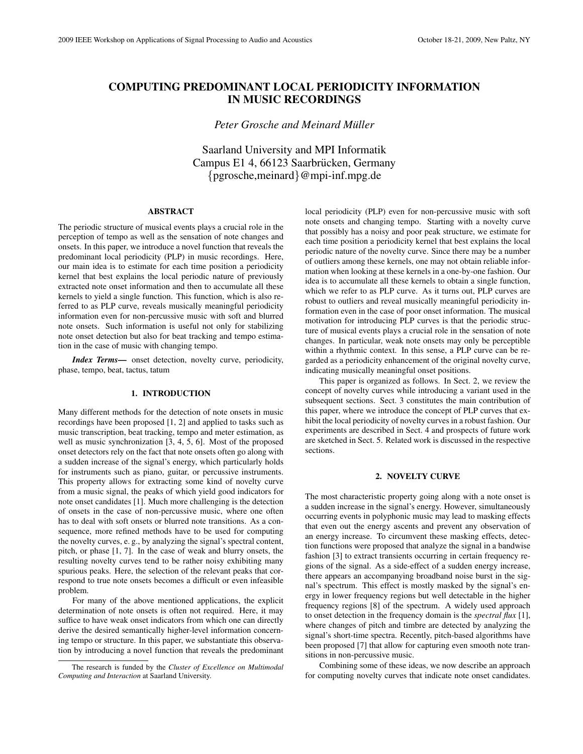# COMPUTING PREDOMINANT LOCAL PERIODICITY INFORMATION IN MUSIC RECORDINGS

*Peter Grosche and Meinard Müller*

Saarland University and MPI Informatik
Campus E1 4, 66123 Saarbrücken, Germany
{pgrosche,meinard}@mpi-inf.mpg.de

## ABSTRACT

The periodic structure of musical events plays a crucial role in the perception of tempo as well as the sensation of note changes and onsets. In this paper, we introduce a novel function that reveals the predominant local periodicity (PLP) in music recordings. Here, our main idea is to estimate for each time position a periodicity kernel that best explains the local periodic nature of previously extracted note onset information and then to accumulate all these kernels to yield a single function. This function, which is also referred to as PLP curve, reveals musically meaningful periodicity information even for non-percussive music with soft and blurred note onsets. Such information is useful not only for stabilizing note onset detection but also for beat tracking and tempo estimation in the case of music with changing tempo.

***Index Terms***— onset detection, novelty curve, periodicity, phase, tempo, beat, tactus, tatum

## 1. INTRODUCTION

Many different methods for the detection of note onsets in music recordings have been proposed [1, 2] and applied to tasks such as music transcription, beat tracking, tempo and meter estimation, as well as music synchronization [3, 4, 5, 6]. Most of the proposed onset detectors rely on the fact that note onsets often go along with a sudden increase of the signal's energy, which particularly holds for instruments such as piano, guitar, or percussive instruments. This property allows for extracting some kind of novelty curve from a music signal, the peaks of which yield good indicators for note onset candidates [1]. Much more challenging is the detection of onsets in the case of non-percussive music, where one often has to deal with soft onsets or blurred note transitions. As a consequence, more refined methods have to be used for computing the novelty curves, e. g., by analyzing the signal's spectral content, pitch, or phase [1, 7]. In the case of weak and blurry onsets, the resulting novelty curves tend to be rather noisy exhibiting many spurious peaks. Here, the selection of the relevant peaks that correspond to true note onsets becomes a difficult or even infeasible problem.

For many of the above mentioned applications, the explicit determination of note onsets is often not required. Here, it may suffice to have weak onset indicators from which one can directly derive the desired semantically higher-level information concerning tempo or structure. In this paper, we substantiate this observation by introducing a novel function that reveals the predominant local periodicity (PLP) even for non-percussive music with soft note onsets and changing tempo. Starting with a novelty curve that possibly has a noisy and poor peak structure, we estimate for each time position a periodicity kernel that best explains the local periodic nature of the novelty curve. Since there may be a number of outliers among these kernels, one may not obtain reliable information when looking at these kernels in a one-by-one fashion. Our idea is to accumulate all these kernels to obtain a single function, which we refer to as PLP curve. As it turns out, PLP curves are robust to outliers and reveal musically meaningful periodicity information even in the case of poor onset information. The musical motivation for introducing PLP curves is that the periodic structure of musical events plays a crucial role in the sensation of note changes. In particular, weak note onsets may only be perceptible within a rhythmic context. In this sense, a PLP curve can be regarded as a periodicity enhancement of the original novelty curve, indicating musically meaningful onset positions.

This paper is organized as follows. In Sect. 2, we review the concept of novelty curves while introducing a variant used in the subsequent sections. Sect. 3 constitutes the main contribution of this paper, where we introduce the concept of PLP curves that exhibit the local periodicity of novelty curves in a robust fashion. Our experiments are described in Sect. 4 and prospects of future work are sketched in Sect. 5. Related work is discussed in the respective sections.

## 2. NOVELTY CURVE

The most characteristic property going along with a note onset is a sudden increase in the signal's energy. However, simultaneously occurring events in polyphonic music may lead to masking effects that even out the energy ascents and prevent any observation of an energy increase. To circumvent these masking effects, detection functions were proposed that analyze the signal in a bandwise fashion [3] to extract transients occurring in certain frequency regions of the signal. As a side-effect of a sudden energy increase, there appears an accompanying broadband noise burst in the signal's spectrum. This effect is mostly masked by the signal's energy in lower frequency regions but well detectable in the higher frequency regions [8] of the spectrum. A widely used approach to onset detection in the frequency domain is the *spectral flux* [1], where changes of pitch and timbre are detected by analyzing the signal's short-time spectra. Recently, pitch-based algorithms have been proposed [7] that allow for capturing even smooth note transitions in non-percussive music.

Combining some of these ideas, we now describe an approach for computing novelty curves that indicate note onset candidates.

The research is funded by the *Cluster of Excellence on Multimodal Computing and Interaction* at Saarland University.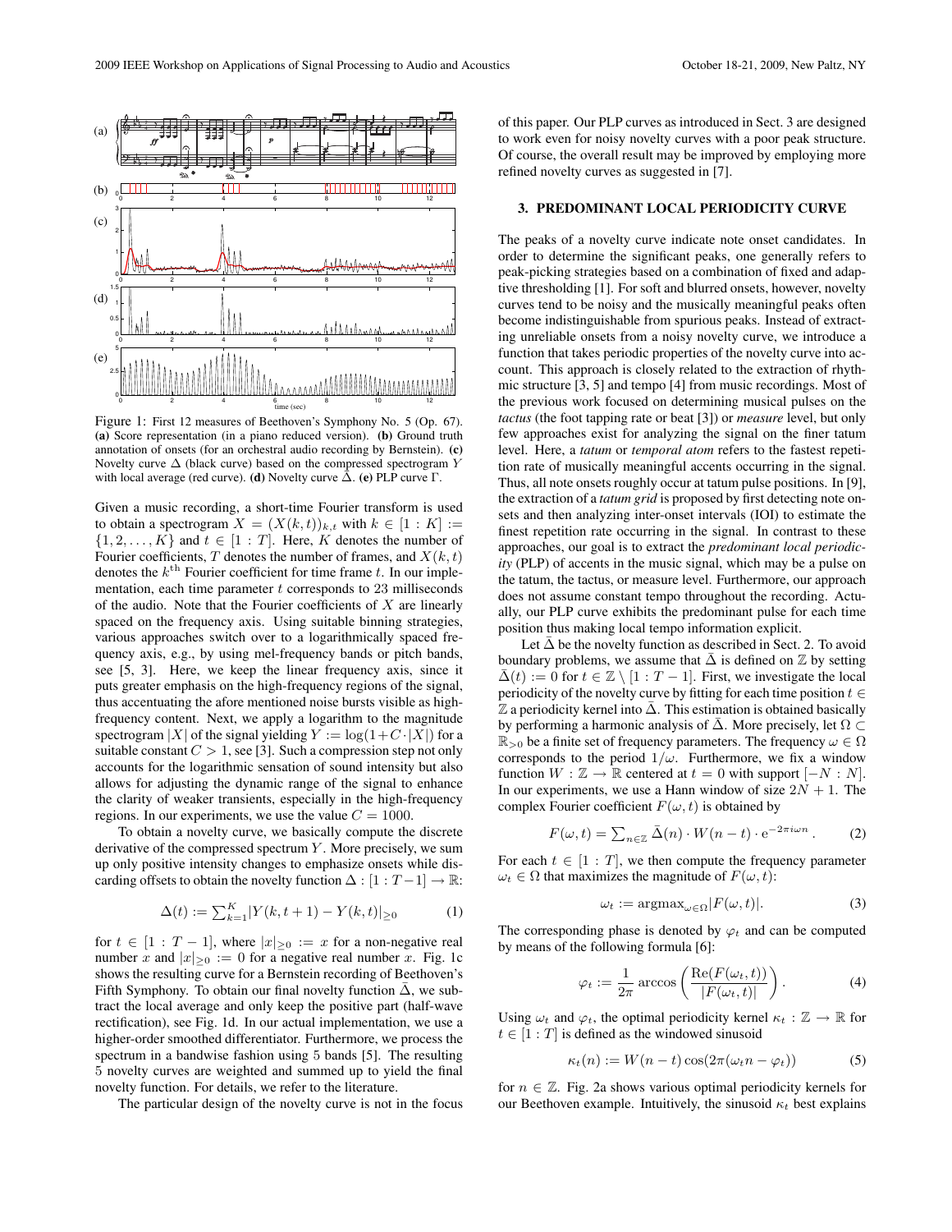(a)

(b)

(c)

(d)

(e)

time (sec)

Figure 1: First 12 measures of Beethoven's Symphony No. 5 (Op. 67). **(a)** Score representation (in a piano reduced version). **(b)** Ground truth annotation of onsets (for an orchestral audio recording by Bernstein). **(c)** Novelty curve $\Delta$ (black curve) based on the compressed spectrogram $Y$ with local average (red curve). **(d)** Novelty curve $\bar{\Delta}$. **(e)** PLP curve $\Gamma$.

Given a music recording, a short-time Fourier transform is used to obtain a spectrogram $X = (X(k,t))_{k,t}$ with $k \in [1:K] := \{1,2,\ldots,K\}$ and $t \in [1:T]$. Here, $K$ denotes the number of Fourier coefficients, $T$ denotes the number of frames, and $X(k,t)$ denotes the $k^{\text{th}}$ Fourier coefficient for time frame $t$. In our implementation, each time parameter $t$ corresponds to 23 milliseconds of the audio. Note that the Fourier coefficients of $X$ are linearly spaced on the frequency axis. Using suitable binning strategies, various approaches switch over to a logarithmically spaced frequency axis, e.g., by using mel-frequency bands or pitch bands, see [5, 3]. Here, we keep the linear frequency axis, since it puts greater emphasis on the high-frequency regions of the signal, thus accentuating the afore mentioned noise bursts visible as high-frequency content. Next, we apply a logarithm to the magnitude spectrogram $|X|$ of the signal yielding $Y := \log(1+C\cdot|X|)$ for a suitable constant $C > 1$, see [3]. Such a compression step not only accounts for the logarithmic sensation of sound intensity but also allows for adjusting the dynamic range of the signal to enhance the clarity of weaker transients, especially in the high-frequency regions. In our experiments, we use the value $C = 1000$.

To obtain a novelty curve, we basically compute the discrete derivative of the compressed spectrum $Y$. More precisely, we sum up only positive intensity changes to emphasize onsets while discarding offsets to obtain the novelty function $\Delta : [1:T-1] \to \mathbb{R}$:

$$\Delta(t) := \textstyle\sum_{k=1}^{K} |Y(k,t+1) - Y(k,t)|_{\geq 0} \qquad (1)$$

for $t \in [1:T-1]$, where $|x|_{\geq 0} := x$ for a non-negative real number $x$ and $|x|_{\geq 0} := 0$ for a negative real number $x$. Fig. 1c shows the resulting curve for a Bernstein recording of Beethoven's Fifth Symphony. To obtain our final novelty function $\bar{\Delta}$, we subtract the local average and only keep the positive part (half-wave rectification), see Fig. 1d. In our actual implementation, we use a higher-order smoothed differentiator. Furthermore, we process the spectrum in a bandwise fashion using 5 bands [5]. The resulting 5 novelty curves are weighted and summed up to yield the final novelty function. For details, we refer to the literature.

The particular design of the novelty curve is not in the focus of this paper. Our PLP curves as introduced in Sect. 3 are designed to work even for noisy novelty curves with a poor peak structure. Of course, the overall result may be improved by employing more refined novelty curves as suggested in [7].

## 3. PREDOMINANT LOCAL PERIODICITY CURVE

The peaks of a novelty curve indicate note onset candidates. In order to determine the significant peaks, one generally refers to peak-picking strategies based on a combination of fixed and adaptive thresholding [1]. For soft and blurred onsets, however, novelty curves tend to be noisy and the musically meaningful peaks often become indistinguishable from spurious peaks. Instead of extracting unreliable onsets from a noisy novelty curve, we introduce a function that takes periodic properties of the novelty curve into account. This approach is closely related to the extraction of rhythmic structure [3, 5] and tempo [4] from music recordings. Most of the previous work focused on determining musical pulses on the *tactus* (the foot tapping rate or beat [3]) or *measure* level, but only few approaches exist for analyzing the signal on the finer tatum level. Here, a *tatum* or *temporal atom* refers to the fastest repetition rate of musically meaningful accents occurring in the signal. Thus, all note onsets roughly occur at tatum pulse positions. In [9], the extraction of a *tatum grid* is proposed by first detecting note onsets and then analyzing inter-onset intervals (IOI) to estimate the finest repetition rate occurring in the signal. In contrast to these approaches, our goal is to extract the *predominant local periodicity* (PLP) of accents in the music signal, which may be a pulse on the tatum, the tactus, or measure level. Furthermore, our approach does not assume constant tempo throughout the recording. Actually, our PLP curve exhibits the predominant pulse for each time position thus making local tempo information explicit.

Let $\bar{\Delta}$ be the novelty function as described in Sect. 2. To avoid boundary problems, we assume that $\bar{\Delta}$ is defined on $\mathbb{Z}$ by setting $\bar{\Delta}(t) := 0$ for $t \in \mathbb{Z} \setminus [1:T-1]$. First, we investigate the local periodicity of the novelty curve by fitting for each time position $t \in \mathbb{Z}$ a periodicity kernel into $\bar{\Delta}$. This estimation is obtained basically by performing a harmonic analysis of $\bar{\Delta}$. More precisely, let $\Omega \subset \mathbb{R}_{>0}$ be a finite set of frequency parameters. The frequency $\omega \in \Omega$ corresponds to the period $1/\omega$. Furthermore, we fix a window function $W : \mathbb{Z} \to \mathbb{R}$ centered at $t = 0$ with support $[-N:N]$. In our experiments, we use a Hann window of size $2N+1$. The complex Fourier coefficient $F(\omega,t)$ is obtained by

$$F(\omega,t) = \textstyle\sum_{n\in\mathbb{Z}} \bar{\Delta}(n) \cdot W(n-t) \cdot \mathrm{e}^{-2\pi i \omega n}\,. \qquad (2)$$

For each $t \in [1:T]$, we then compute the frequency parameter $\omega_t \in \Omega$ that maximizes the magnitude of $F(\omega,t)$:

$$\omega_t := \mathrm{argmax}_{\omega\in\Omega} |F(\omega,t)|. \qquad (3)$$

The corresponding phase is denoted by $\varphi_t$ and can be computed by means of the following formula [6]:

$$\varphi_t := \frac{1}{2\pi} \arccos\left(\frac{\mathrm{Re}(F(\omega_t,t))}{|F(\omega_t,t)|}\right). \qquad (4)$$

Using $\omega_t$ and $\varphi_t$, the optimal periodicity kernel $\kappa_t : \mathbb{Z} \to \mathbb{R}$ for $t \in [1:T]$ is defined as the windowed sinusoid

$$\kappa_t(n) := W(n-t)\cos(2\pi(\omega_t n - \varphi_t)) \qquad (5)$$

for $n \in \mathbb{Z}$. Fig. 2a shows various optimal periodicity kernels for our Beethoven example. Intuitively, the sinusoid $\kappa_t$ best explains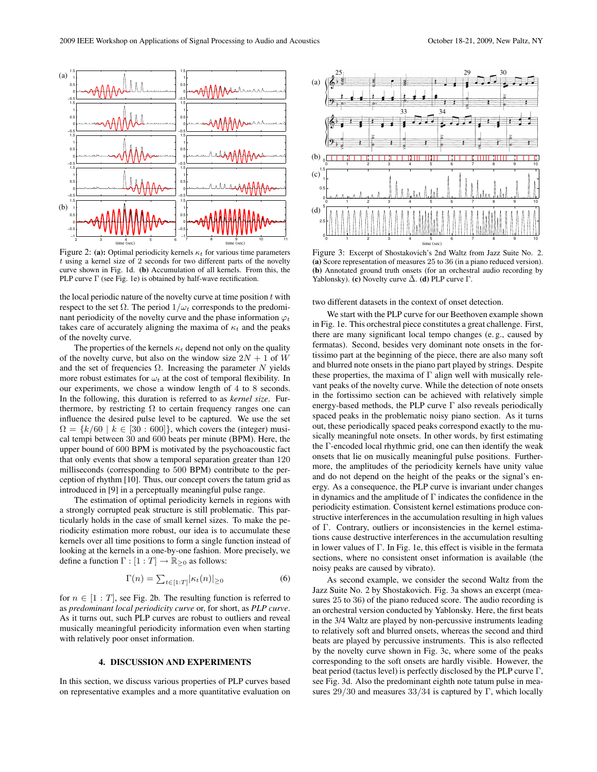Figure 2: **(a):** Optimal periodicity kernels $\kappa_t$ for various time parameters $t$ using a kernel size of 2 seconds for two different parts of the novelty curve shown in Fig. 1d. **(b)** Accumulation of all kernels. From this, the PLP curve $\Gamma$ (see Fig. 1e) is obtained by half-wave rectification.

the local periodic nature of the novelty curve at time position $t$ with respect to the set $\Omega$. The period $1/\omega_t$ corresponds to the predominant periodicity of the novelty curve and the phase information $\varphi_t$ takes care of accurately aligning the maxima of $\kappa_t$ and the peaks of the novelty curve.

The properties of the kernels $\kappa_t$ depend not only on the quality of the novelty curve, but also on the window size $2N + 1$ of $W$ and the set of frequencies $\Omega$. Increasing the parameter $N$ yields more robust estimates for $\omega_t$ at the cost of temporal flexibility. In our experiments, we chose a window length of 4 to 8 seconds. In the following, this duration is referred to as *kernel size*. Furthermore, by restricting $\Omega$ to certain frequency ranges one can influence the desired pulse level to be captured. We use the set $\Omega = \{k/60 \mid k \in [30 : 600]\}$, which covers the (integer) musical tempi between 30 and 600 beats per minute (BPM). Here, the upper bound of 600 BPM is motivated by the psychoacoustic fact that only events that show a temporal separation greater than 120 milliseconds (corresponding to 500 BPM) contribute to the perception of rhythm [10]. Thus, our concept covers the tatum grid as introduced in [9] in a perceptually meaningful pulse range.

The estimation of optimal periodicity kernels in regions with a strongly corrupted peak structure is still problematic. This particularly holds in the case of small kernel sizes. To make the periodicity estimation more robust, our idea is to accumulate these kernels over all time positions to form a single function instead of looking at the kernels in a one-by-one fashion. More precisely, we define a function $\Gamma : [1 : T] \to \mathbb{R}_{\geq 0}$ as follows:

$$\Gamma(n) = \textstyle\sum_{t \in [1:T]} |\kappa_t(n)|_{\geq 0} \qquad (6)$$

for $n \in [1 : T]$, see Fig. 2b. The resulting function is referred to as *predominant local periodicity curve* or, for short, as *PLP curve*. As it turns out, such PLP curves are robust to outliers and reveal musically meaningful periodicity information even when starting with relatively poor onset information.

## 4. DISCUSSION AND EXPERIMENTS

In this section, we discuss various properties of PLP curves based on representative examples and a more quantitative evaluation on two different datasets in the context of onset detection.

Figure 3: Excerpt of Shostakovich's 2nd Waltz from Jazz Suite No. 2. **(a)** Score representation of measures 25 to 36 (in a piano reduced version). **(b)** Annotated ground truth onsets (for an orchestral audio recording by Yablonsky). **(c)** Novelty curve $\bar{\Delta}$. **(d)** PLP curve $\Gamma$.

We start with the PLP curve for our Beethoven example shown in Fig. 1e. This orchestral piece constitutes a great challenge. First, there are many significant local tempo changes (e. g., caused by fermatas). Second, besides very dominant note onsets in the fortissimo part at the beginning of the piece, there are also many soft and blurred note onsets in the piano part played by strings. Despite these properties, the maxima of $\Gamma$ align well with musically relevant peaks of the novelty curve. While the detection of note onsets in the fortissimo section can be achieved with relatively simple energy-based methods, the PLP curve $\Gamma$ also reveals periodically spaced peaks in the problematic noisy piano section. As it turns out, these periodically spaced peaks correspond exactly to the musically meaningful note onsets. In other words, by first estimating the $\Gamma$-encoded local rhythmic grid, one can then identify the weak onsets that lie on musically meaningful pulse positions. Furthermore, the amplitudes of the periodicity kernels have unity value and do not depend on the height of the peaks or the signal's energy. As a consequence, the PLP curve is invariant under changes in dynamics and the amplitude of $\Gamma$ indicates the confidence in the periodicity estimation. Consistent kernel estimations produce constructive interferences in the accumulation resulting in high values of $\Gamma$. Contrary, outliers or inconsistencies in the kernel estimations cause destructive interferences in the accumulation resulting in lower values of $\Gamma$. In Fig. 1e, this effect is visible in the fermata sections, where no consistent onset information is available (the noisy peaks are caused by vibrato).

As second example, we consider the second Waltz from the Jazz Suite No. 2 by Shostakovich. Fig. 3a shows an excerpt (measures 25 to 36) of the piano reduced score. The audio recording is an orchestral version conducted by Yablonsky. Here, the first beats in the 3/4 Waltz are played by non-percussive instruments leading to relatively soft and blurred onsets, whereas the second and third beats are played by percussive instruments. This is also reflected by the novelty curve shown in Fig. 3c, where some of the peaks corresponding to the soft onsets are hardly visible. However, the beat period (tactus level) is perfectly disclosed by the PLP curve $\Gamma$, see Fig. 3d. Also the predominant eighth note tatum pulse in measures 29/30 and measures 33/34 is captured by $\Gamma$, which locally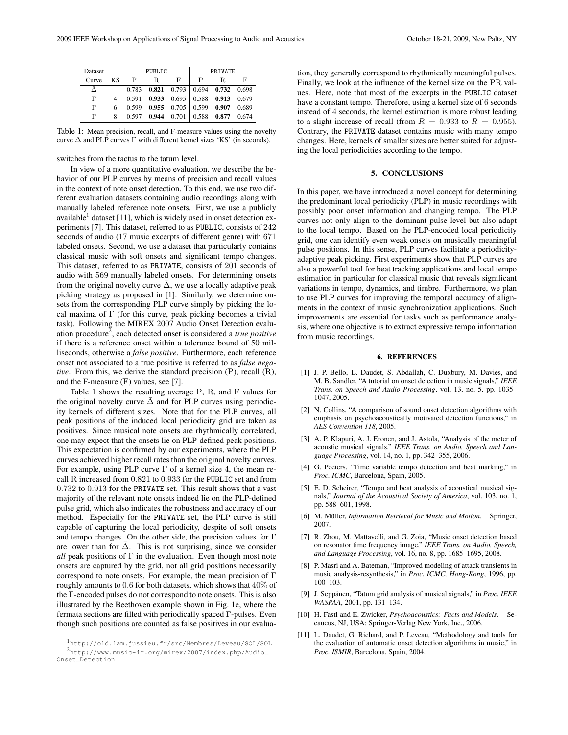| Dataset | | PUBLIC | | | PRIVATE | | |
|---|---|---|---|---|---|---|---|
| Curve | KS | P | R | F | P | R | F |
| $\bar{\Delta}$ | | 0.783 | **0.821** | 0.793 | 0.694 | **0.732** | 0.698 |
| $\Gamma$ | 4 | 0.591 | **0.933** | 0.695 | 0.588 | **0.913** | 0.679 |
| $\Gamma$ | 6 | 0.599 | **0.955** | 0.705 | 0.599 | **0.907** | 0.689 |
| $\Gamma$ | 8 | 0.597 | **0.944** | 0.701 | 0.588 | **0.877** | 0.674 |

Table 1: Mean precision, recall, and F-measure values using the novelty curve $\bar{\Delta}$ and PLP curves $\Gamma$ with different kernel sizes 'KS' (in seconds).

switches from the tactus to the tatum level.

In view of a more quantitative evaluation, we describe the behavior of our PLP curves by means of precision and recall values in the context of note onset detection. To this end, we use two different evaluation datasets containing audio recordings along with manually labeled reference note onsets. First, we use a publicly available[1] dataset [11], which is widely used in onset detection experiments [7]. This dataset, referred to as PUBLIC, consists of 242 seconds of audio (17 music excerpts of different genre) with 671 labeled onsets. Second, we use a dataset that particularly contains classical music with soft onsets and significant tempo changes. This dataset, referred to as PRIVATE, consists of 201 seconds of audio with 569 manually labeled onsets. For determining onsets from the original novelty curve $\bar{\Delta}$, we use a locally adaptive peak picking strategy as proposed in [1]. Similarly, we determine onsets from the corresponding PLP curve simply by picking the local maxima of $\Gamma$ (for this curve, peak picking becomes a trivial task). Following the MIREX 2007 Audio Onset Detection evaluation procedure[2], each detected onset is considered a *true positive* if there is a reference onset within a tolerance bound of 50 milliseconds, otherwise a *false positive*. Furthermore, each reference onset not associated to a true positive is referred to as *false negative*. From this, we derive the standard precision (P), recall (R), and the F-measure (F) values, see [7].

Table 1 shows the resulting average P, R, and F values for the original novelty curve $\bar{\Delta}$ and for PLP curves using periodicity kernels of different sizes. Note that for the PLP curves, all peak positions of the induced local periodicity grid are taken as positives. Since musical note onsets are rhythmically correlated, one may expect that the onsets lie on PLP-defined peak positions. This expectation is confirmed by our experiments, where the PLP curves achieved higher recall rates than the original novelty curves. For example, using PLP curve $\Gamma$ of a kernel size 4, the mean recall R increased from 0.821 to 0.933 for the PUBLIC set and from 0.732 to 0.913 for the PRIVATE set. This result shows that a vast majority of the relevant note onsets indeed lie on the PLP-defined pulse grid, which also indicates the robustness and accuracy of our method. Especially for the PRIVATE set, the PLP curve is still capable of capturing the local periodicity, despite of soft onsets and tempo changes. On the other side, the precision values for $\Gamma$ are lower than for $\bar{\Delta}$. This is not surprising, since we consider *all* peak positions of $\Gamma$ in the evaluation. Even though most note onsets are captured by the grid, not all grid positions necessarily correspond to note onsets. For example, the mean precision of $\Gamma$ roughly amounts to 0.6 for both datasets, which shows that 40% of the $\Gamma$-encoded pulses do not correspond to note onsets. This is also illustrated by the Beethoven example shown in Fig. 1e, where the fermata sections are filled with periodically spaced $\Gamma$-pulses. Even though such positions are counted as false positives in our evaluation, they generally correspond to rhythmically meaningful pulses. Finally, we look at the influence of the kernel size on the PR values. Here, note that most of the excerpts in the PUBLIC dataset have a constant tempo. Therefore, using a kernel size of 6 seconds instead of 4 seconds, the kernel estimation is more robust leading to a slight increase of recall (from $R = 0.933$ to $R = 0.955$). Contrary, the PRIVATE dataset contains music with many tempo changes. Here, kernels of smaller sizes are better suited for adjusting the local periodicities according to the tempo.

[1] http://old.lam.jussieu.fr/src/Membres/Leveau/SOL/SOL

[2] http://www.music-ir.org/mirex/2007/index.php/Audio_Onset_Detection

## 5. CONCLUSIONS

In this paper, we have introduced a novel concept for determining the predominant local periodicity (PLP) in music recordings with possibly poor onset information and changing tempo. The PLP curves not only align to the dominant pulse level but also adapt to the local tempo. Based on the PLP-encoded local periodicity grid, one can identify even weak onsets on musically meaningful pulse positions. In this sense, PLP curves facilitate a periodicity-adaptive peak picking. First experiments show that PLP curves are also a powerful tool for beat tracking applications and local tempo estimation in particular for classical music that reveals significant variations in tempo, dynamics, and timbre. Furthermore, we plan to use PLP curves for improving the temporal accuracy of alignments in the context of music synchronization applications. Such improvements are essential for tasks such as performance analysis, where one objective is to extract expressive tempo information from music recordings.

## 6. REFERENCES

[1] J. P. Bello, L. Daudet, S. Abdallah, C. Duxbury, M. Davies, and M. B. Sandler, "A tutorial on onset detection in music signals," *IEEE Trans. on Speech and Audio Processing*, vol. 13, no. 5, pp. 1035–1047, 2005.

[2] N. Collins, "A comparison of sound onset detection algorithms with emphasis on psychoacoustically motivated detection functions," in *AES Convention 118*, 2005.

[3] A. P. Klapuri, J. Eronen, and J. Astola, "Analysis of the meter of acoustic musical signals," *IEEE Trans. on Audio, Speech and Language Processing*, vol. 14, no. 1, pp. 342–355, 2006.

[4] G. Peeters, "Time variable tempo detection and beat marking," in *Proc. ICMC*, Barcelona, Spain, 2005.

[5] E. D. Scheirer, "Tempo and beat analysis of acoustical musical signals," *Journal of the Acoustical Society of America*, vol. 103, no. 1, pp. 588–601, 1998.

[6] M. Müller, *Information Retrieval for Music and Motion*. Springer, 2007.

[7] R. Zhou, M. Mattavelli, and G. Zoia, "Music onset detection based on resonator time frequency image," *IEEE Trans. on Audio, Speech, and Language Processing*, vol. 16, no. 8, pp. 1685–1695, 2008.

[8] P. Masri and A. Bateman, "Improved modeling of attack transients in music analysis-resynthesis," in *Proc. ICMC, Hong-Kong*, 1996, pp. 100–103.

[9] J. Seppänen, "Tatum grid analysis of musical signals," in *Proc. IEEE WASPAA*, 2001, pp. 131–134.

[10] H. Fastl and E. Zwicker, *Psychoacoustics: Facts and Models*. Secaucus, NJ, USA: Springer-Verlag New York, Inc., 2006.

[11] L. Daudet, G. Richard, and P. Leveau, "Methodology and tools for the evaluation of automatic onset detection algorithms in music," in *Proc. ISMIR*, Barcelona, Spain, 2004.